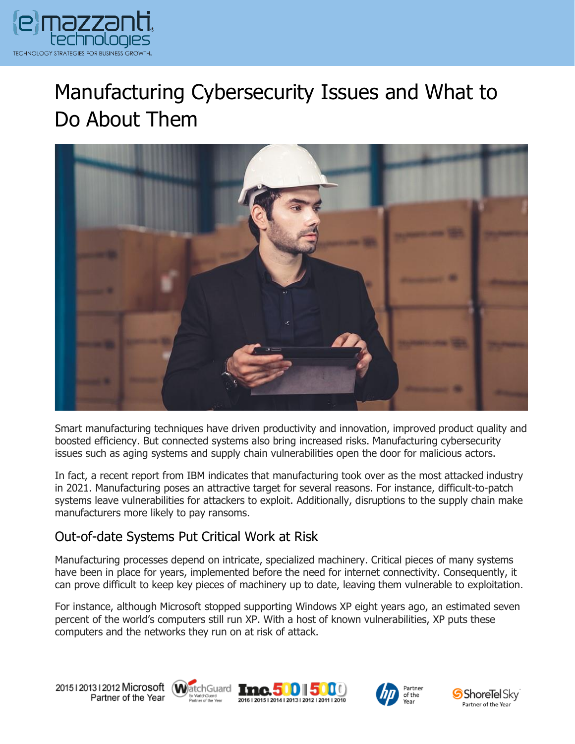# Manufacturing Cybersecurity Issues and What to Do About Them

Smart manufacturing techniques have driven productivity and innovation, improved product quality and boosted efficiency. But connected systems also bring increased risks. Manufacturing cybersecurity issues such as aging systems and supply chain vulnerabilities open the door for malicious actors.

In fact, a recent report from IBM indicates that manufacturing took over as the most attacked industry in 2021. Manufacturing poses an attractive target for several reasons. For instance, difficult-to-patch systems leave vulnerabilities for attackers to exploit. Additionally, disruptions to the supply chain make manufacturers more likely to pay ransoms.

## Out-of-date Systems Put Critical Work at Risk

Manufacturing processes depend on intricate, specialized machinery. Critical pieces of many systems have been in place for years, implemented before the need for internet connectivity. Consequently, it can prove difficult to keep key pieces of machinery up to date, leaving them vulnerable to exploitation.

For instance, although Microsoft stopped supporting Windows XP eight years ago, an estimated seven percent of the world's computers still run XP. With a host of known vulnerabilities, XP puts these computers and the networks they run on at risk of attack.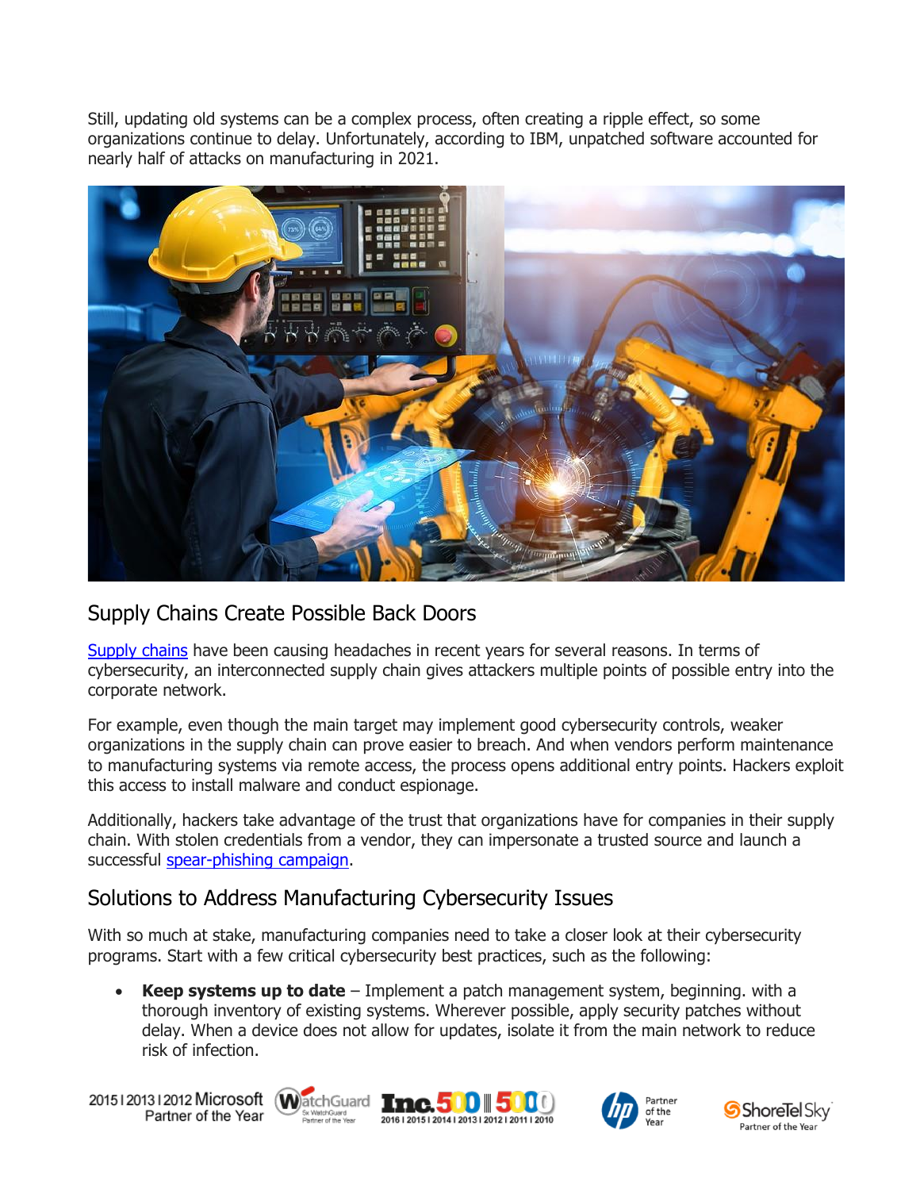Still, updating old systems can be a complex process, often creating a ripple effect, so some organizations continue to delay. Unfortunately, according to IBM, unpatched software accounted for nearly half of attacks on manufacturing in 2021.

## Supply Chains Create Possible Back Doors

Supply chains have been causing headaches in recent years for several reasons. In terms of cybersecurity, an interconnected supply chain gives attackers multiple points of possible entry into the corporate network.

For example, even though the main target may implement good cybersecurity controls, weaker organizations in the supply chain can prove easier to breach. And when vendors perform maintenance to manufacturing systems via remote access, the process opens additional entry points. Hackers exploit this access to install malware and conduct espionage.

Additionally, hackers take advantage of the trust that organizations have for companies in their supply chain. With stolen credentials from a vendor, they can impersonate a trusted source and launch a successful spear-phishing campaign.

## Solutions to Address Manufacturing Cybersecurity Issues

With so much at stake, manufacturing companies need to take a closer look at their cybersecurity programs. Start with a few critical cybersecurity best practices, such as the following:

- **Keep systems up to date** – Implement a patch management system, beginning. with a thorough inventory of existing systems. Wherever possible, apply security patches without delay. When a device does not allow for updates, isolate it from the main network to reduce risk of infection.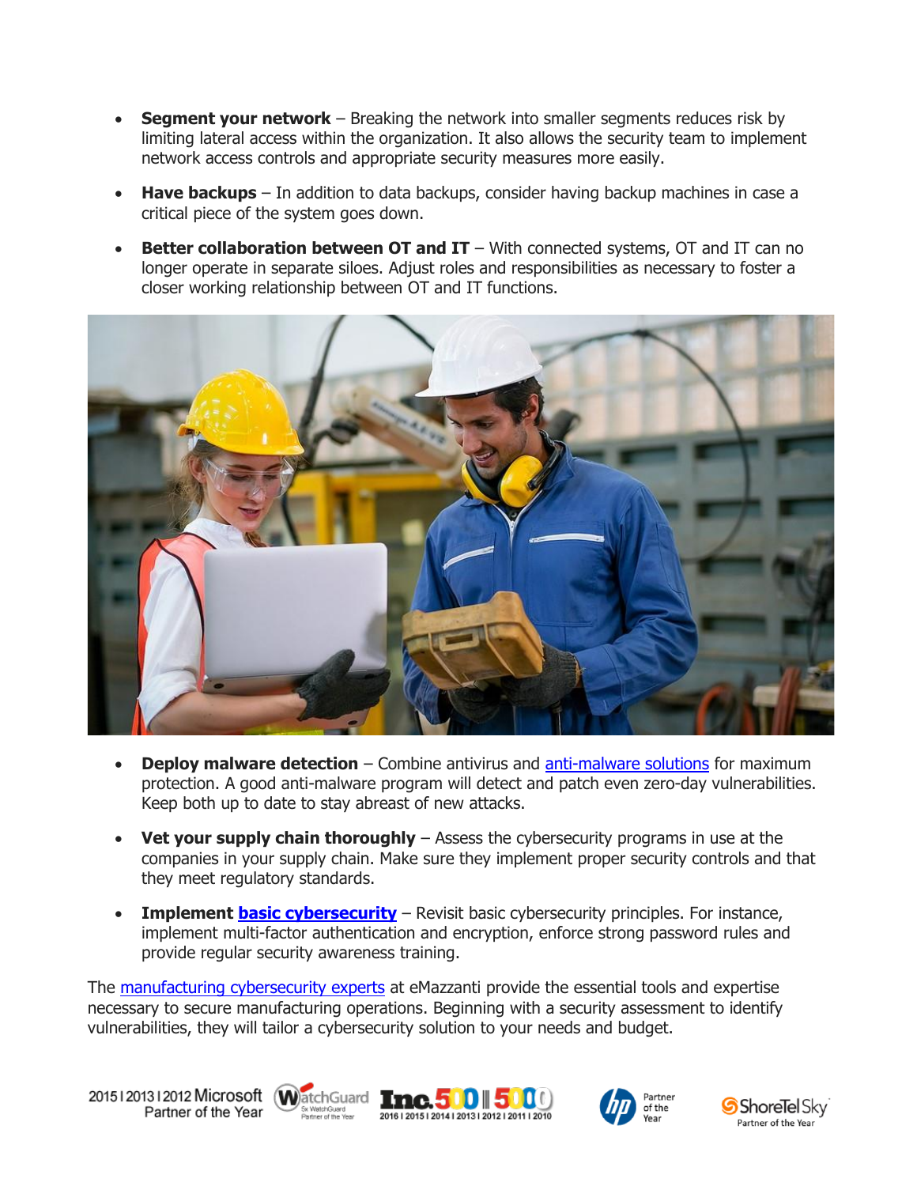- **Segment your network** – Breaking the network into smaller segments reduces risk by limiting lateral access within the organization. It also allows the security team to implement network access controls and appropriate security measures more easily.

- **Have backups** – In addition to data backups, consider having backup machines in case a critical piece of the system goes down.

- **Better collaboration between OT and IT** – With connected systems, OT and IT can no longer operate in separate siloes. Adjust roles and responsibilities as necessary to foster a closer working relationship between OT and IT functions.

- **Deploy malware detection** – Combine antivirus and anti-malware solutions for maximum protection. A good anti-malware program will detect and patch even zero-day vulnerabilities. Keep both up to date to stay abreast of new attacks.

- **Vet your supply chain thoroughly** – Assess the cybersecurity programs in use at the companies in your supply chain. Make sure they implement proper security controls and that they meet regulatory standards.

- **Implement basic cybersecurity** – Revisit basic cybersecurity principles. For instance, implement multi-factor authentication and encryption, enforce strong password rules and provide regular security awareness training.

The manufacturing cybersecurity experts at eMazzanti provide the essential tools and expertise necessary to secure manufacturing operations. Beginning with a security assessment to identify vulnerabilities, they will tailor a cybersecurity solution to your needs and budget.

2015 I 2013 I 2012 Microsoft Partner of the Year | WatchGuard 5x WatchGuard Partner of the Year | Inc.500 | 5000 2016 I 2015 I 2014 I 2013 I 2012 I 2011 I 2010 | hp Partner of the Year | ShoreTel Sky Partner of the Year